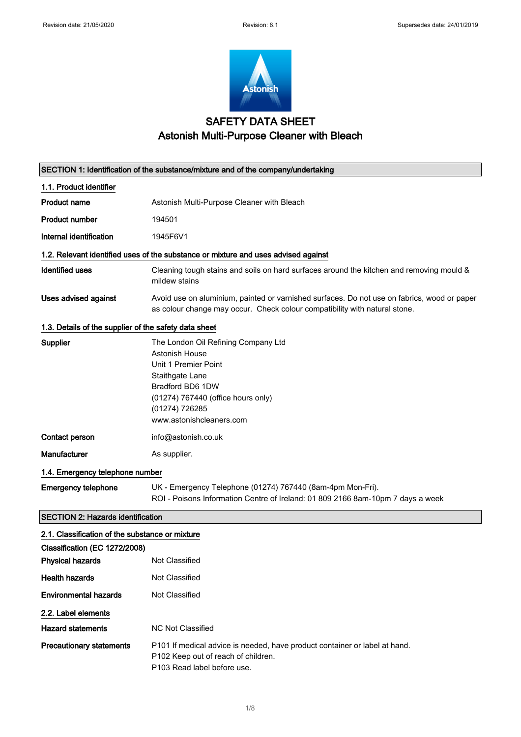Revision date: 21/05/2020 Revision: 6.1 Supersedes date: 24/01/2019

# SAFETY DATA SHEET
# Astonish Multi-Purpose Cleaner with Bleach

## SECTION 1: Identification of the substance/mixture and of the company/undertaking

### 1.1. Product identifier

| | |
|---|---|
| **Product name** | Astonish Multi-Purpose Cleaner with Bleach |
| **Product number** | 194501 |
| **Internal identification** | 1945F6V1 |

### 1.2. Relevant identified uses of the substance or mixture and uses advised against

| | |
|---|---|
| **Identified uses** | Cleaning tough stains and soils on hard surfaces around the kitchen and removing mould & mildew stains |
| **Uses advised against** | Avoid use on aluminium, painted or varnished surfaces. Do not use on fabrics, wood or paper as colour change may occur. Check colour compatibility with natural stone. |

### 1.3. Details of the supplier of the safety data sheet

| | |
|---|---|
| **Supplier** | The London Oil Refining Company Ltd<br>Astonish House<br>Unit 1 Premier Point<br>Staithgate Lane<br>Bradford BD6 1DW<br>(01274) 767440 (office hours only)<br>(01274) 726285<br>www.astonishcleaners.com |
| **Contact person** | info@astonish.co.uk |
| **Manufacturer** | As supplier. |

### 1.4. Emergency telephone number

| | |
|---|---|
| **Emergency telephone** | UK - Emergency Telephone (01274) 767440 (8am-4pm Mon-Fri).<br>ROI - Poisons Information Centre of Ireland: 01 809 2166 8am-10pm 7 days a week |

## SECTION 2: Hazards identification

### 2.1. Classification of the substance or mixture

**Classification (EC 1272/2008)**

| | |
|---|---|
| **Physical hazards** | Not Classified |
| **Health hazards** | Not Classified |
| **Environmental hazards** | Not Classified |

### 2.2. Label elements

| | |
|---|---|
| **Hazard statements** | NC Not Classified |
| **Precautionary statements** | P101 If medical advice is needed, have product container or label at hand.<br>P102 Keep out of reach of children.<br>P103 Read label before use. |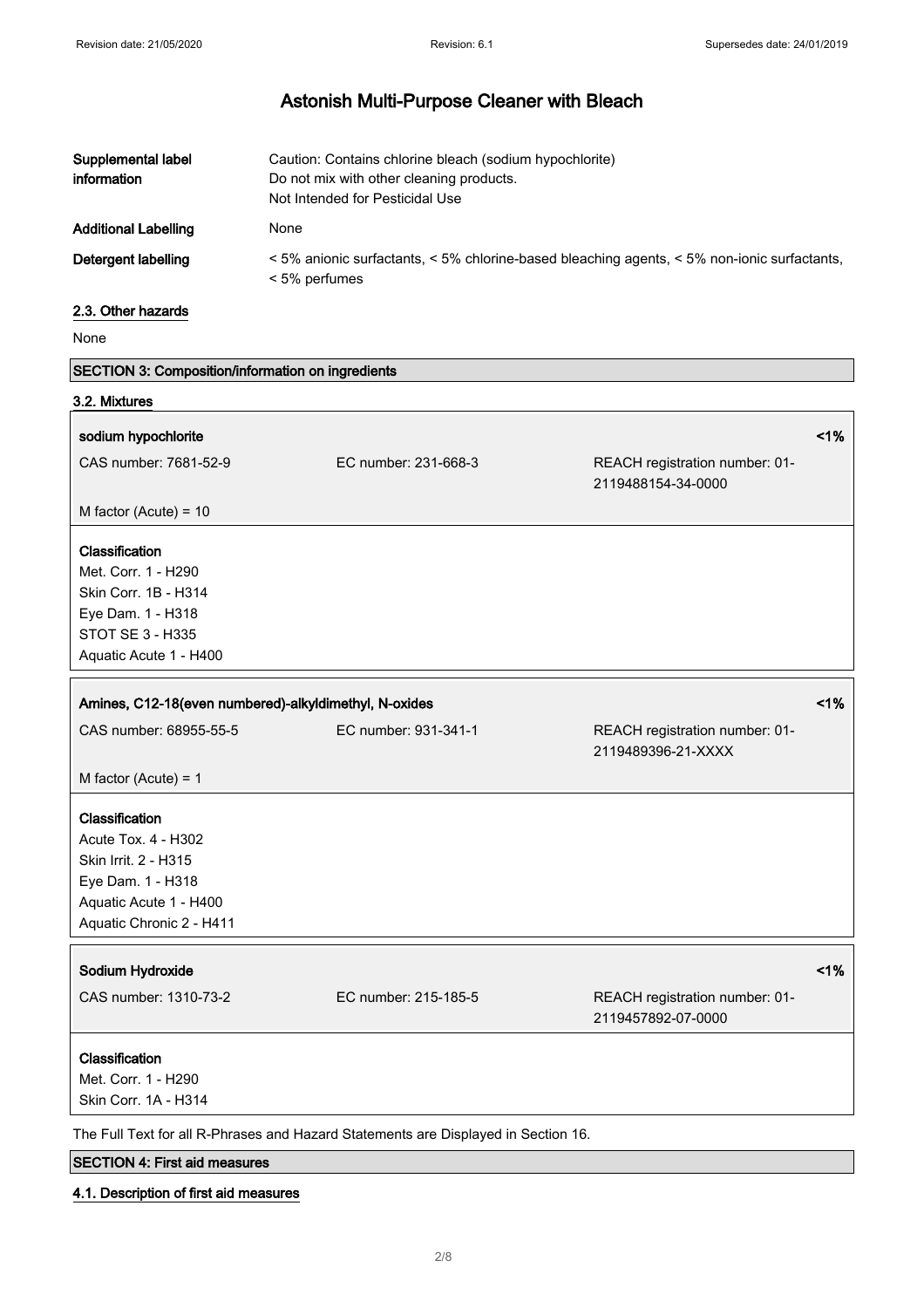# Astonish Multi-Purpose Cleaner with Bleach

| | |
|---|---|
| **Supplemental label information** | Caution: Contains chlorine bleach (sodium hypochlorite)<br>Do not mix with other cleaning products.<br>Not Intended for Pesticidal Use |
| **Additional Labelling** | None |
| **Detergent labelling** | < 5% anionic surfactants, < 5% chlorine-based bleaching agents, < 5% non-ionic surfactants, < 5% perfumes |

### 2.3. Other hazards

None

## SECTION 3: Composition/information on ingredients

### 3.2. Mixtures

**sodium hypochlorite** <1%

| | | |
|---|---|---|
| CAS number: 7681-52-9 | EC number: 231-668-3 | REACH registration number: 01-2119488154-34-0000 |

M factor (Acute) = 10

**Classification**
Met. Corr. 1 - H290
Skin Corr. 1B - H314
Eye Dam. 1 - H318
STOT SE 3 - H335
Aquatic Acute 1 - H400

**Amines, C12-18(even numbered)-alkyldimethyl, N-oxides** <1%

| | | |
|---|---|---|
| CAS number: 68955-55-5 | EC number: 931-341-1 | REACH registration number: 01-2119489396-21-XXXX |

M factor (Acute) = 1

**Classification**
Acute Tox. 4 - H302
Skin Irrit. 2 - H315
Eye Dam. 1 - H318
Aquatic Acute 1 - H400
Aquatic Chronic 2 - H411

**Sodium Hydroxide** <1%

| | | |
|---|---|---|
| CAS number: 1310-73-2 | EC number: 215-185-5 | REACH registration number: 01-2119457892-07-0000 |

**Classification**
Met. Corr. 1 - H290
Skin Corr. 1A - H314

The Full Text for all R-Phrases and Hazard Statements are Displayed in Section 16.

## SECTION 4: First aid measures

### 4.1. Description of first aid measures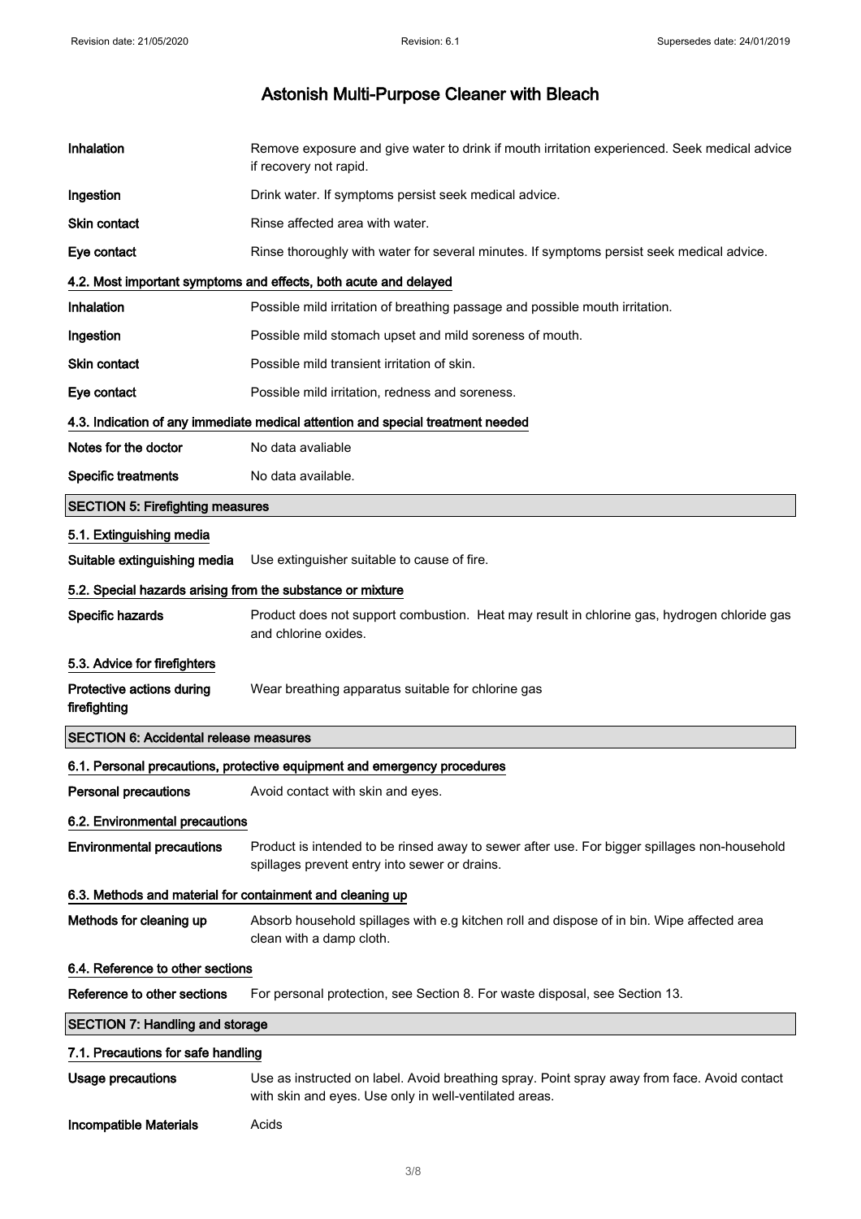| | |
|---|---|
| **Inhalation** | Remove exposure and give water to drink if mouth irritation experienced. Seek medical advice if recovery not rapid. |
| **Ingestion** | Drink water. If symptoms persist seek medical advice. |
| **Skin contact** | Rinse affected area with water. |
| **Eye contact** | Rinse thoroughly with water for several minutes. If symptoms persist seek medical advice. |

### 4.2. Most important symptoms and effects, both acute and delayed

| | |
|---|---|
| **Inhalation** | Possible mild irritation of breathing passage and possible mouth irritation. |
| **Ingestion** | Possible mild stomach upset and mild soreness of mouth. |
| **Skin contact** | Possible mild transient irritation of skin. |
| **Eye contact** | Possible mild irritation, redness and soreness. |

### 4.3. Indication of any immediate medical attention and special treatment needed

| | |
|---|---|
| **Notes for the doctor** | No data avaliable |
| **Specific treatments** | No data available. |

## SECTION 5: Firefighting measures

### 5.1. Extinguishing media

| | |
|---|---|
| **Suitable extinguishing media** | Use extinguisher suitable to cause of fire. |

### 5.2. Special hazards arising from the substance or mixture

| | |
|---|---|
| **Specific hazards** | Product does not support combustion. Heat may result in chlorine gas, hydrogen chloride gas and chlorine oxides. |

### 5.3. Advice for firefighters

| | |
|---|---|
| **Protective actions during firefighting** | Wear breathing apparatus suitable for chlorine gas |

## SECTION 6: Accidental release measures

### 6.1. Personal precautions, protective equipment and emergency procedures

| | |
|---|---|
| **Personal precautions** | Avoid contact with skin and eyes. |

### 6.2. Environmental precautions

| | |
|---|---|
| **Environmental precautions** | Product is intended to be rinsed away to sewer after use. For bigger spillages non-household spillages prevent entry into sewer or drains. |

### 6.3. Methods and material for containment and cleaning up

| | |
|---|---|
| **Methods for cleaning up** | Absorb household spillages with e.g kitchen roll and dispose of in bin. Wipe affected area clean with a damp cloth. |

### 6.4. Reference to other sections

| | |
|---|---|
| **Reference to other sections** | For personal protection, see Section 8. For waste disposal, see Section 13. |

## SECTION 7: Handling and storage

### 7.1. Precautions for safe handling

| | |
|---|---|
| **Usage precautions** | Use as instructed on label. Avoid breathing spray. Point spray away from face. Avoid contact with skin and eyes. Use only in well-ventilated areas. |
| **Incompatible Materials** | Acids |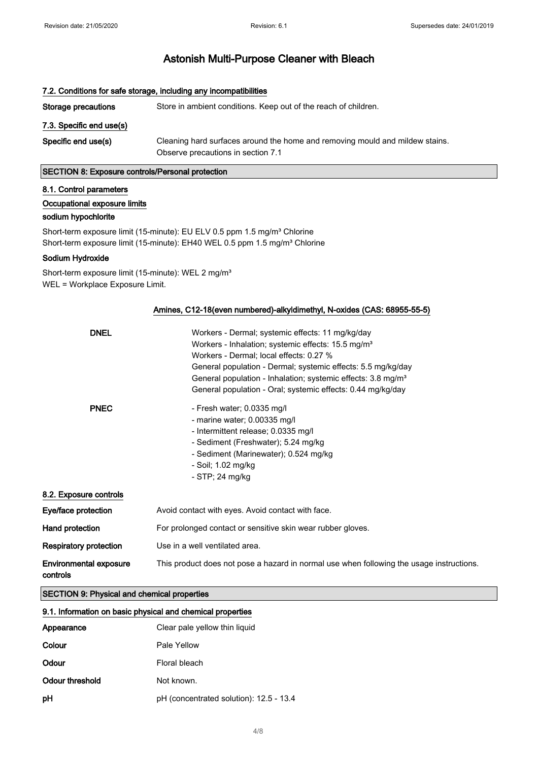#### 7.2. Conditions for safe storage, including any incompatibilities

| | |
|---|---|
| **Storage precautions** | Store in ambient conditions. Keep out of the reach of children. |

#### 7.3. Specific end use(s)

| | |
|---|---|
| **Specific end use(s)** | Cleaning hard surfaces around the home and removing mould and mildew stains. Observe precautions in section 7.1 |

## SECTION 8: Exposure controls/Personal protection

#### 8.1. Control parameters

#### Occupational exposure limits

**sodium hypochlorite**

Short-term exposure limit (15-minute): EU ELV 0.5 ppm 1.5 mg/m³ Chlorine
Short-term exposure limit (15-minute): EH40 WEL 0.5 ppm 1.5 mg/m³ Chlorine

**Sodium Hydroxide**

Short-term exposure limit (15-minute): WEL 2 mg/m³
WEL = Workplace Exposure Limit.

**Amines, C12-18(even numbered)-alkyldimethyl, N-oxides (CAS: 68955-55-5)**

| | |
|---|---|
| **DNEL** | Workers - Dermal; systemic effects: 11 mg/kg/day<br>Workers - Inhalation; systemic effects: 15.5 mg/m³<br>Workers - Dermal; local effects: 0.27 %<br>General population - Dermal; systemic effects: 5.5 mg/kg/day<br>General population - Inhalation; systemic effects: 3.8 mg/m³<br>General population - Oral; systemic effects: 0.44 mg/kg/day |
| **PNEC** | - Fresh water; 0.0335 mg/l<br>- marine water; 0.00335 mg/l<br>- Intermittent release; 0.0335 mg/l<br>- Sediment (Freshwater); 5.24 mg/kg<br>- Sediment (Marinewater); 0.524 mg/kg<br>- Soil; 1.02 mg/kg<br>- STP; 24 mg/kg |

#### 8.2. Exposure controls

| | |
|---|---|
| **Eye/face protection** | Avoid contact with eyes. Avoid contact with face. |
| **Hand protection** | For prolonged contact or sensitive skin wear rubber gloves. |
| **Respiratory protection** | Use in a well ventilated area. |
| **Environmental exposure controls** | This product does not pose a hazard in normal use when following the usage instructions. |

## SECTION 9: Physical and chemical properties

#### 9.1. Information on basic physical and chemical properties

| | |
|---|---|
| **Appearance** | Clear pale yellow thin liquid |
| **Colour** | Pale Yellow |
| **Odour** | Floral bleach |
| **Odour threshold** | Not known. |
| **pH** | pH (concentrated solution): 12.5 - 13.4 |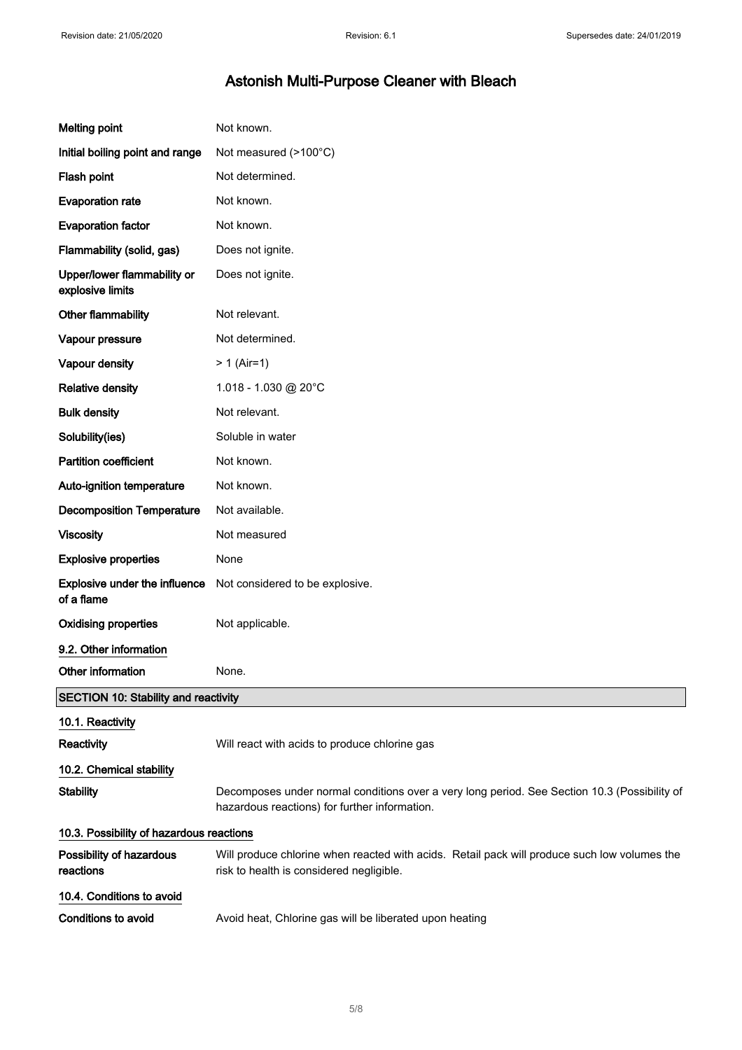# Astonish Multi-Purpose Cleaner with Bleach

| | |
|---|---|
| **Melting point** | Not known. |
| **Initial boiling point and range** | Not measured (>100°C) |
| **Flash point** | Not determined. |
| **Evaporation rate** | Not known. |
| **Evaporation factor** | Not known. |
| **Flammability (solid, gas)** | Does not ignite. |
| **Upper/lower flammability or explosive limits** | Does not ignite. |
| **Other flammability** | Not relevant. |
| **Vapour pressure** | Not determined. |
| **Vapour density** | > 1 (Air=1) |
| **Relative density** | 1.018 - 1.030 @ 20°C |
| **Bulk density** | Not relevant. |
| **Solubility(ies)** | Soluble in water |
| **Partition coefficient** | Not known. |
| **Auto-ignition temperature** | Not known. |
| **Decomposition Temperature** | Not available. |
| **Viscosity** | Not measured |
| **Explosive properties** | None |
| **Explosive under the influence of a flame** | Not considered to be explosive. |
| **Oxidising properties** | Not applicable. |

### 9.2. Other information

| | |
|---|---|
| **Other information** | None. |

## SECTION 10: Stability and reactivity

### 10.1. Reactivity

| | |
|---|---|
| **Reactivity** | Will react with acids to produce chlorine gas |

### 10.2. Chemical stability

| | |
|---|---|
| **Stability** | Decomposes under normal conditions over a very long period. See Section 10.3 (Possibility of hazardous reactions) for further information. |

### 10.3. Possibility of hazardous reactions

| | |
|---|---|
| **Possibility of hazardous reactions** | Will produce chlorine when reacted with acids. Retail pack will produce such low volumes the risk to health is considered negligible. |

### 10.4. Conditions to avoid

| | |
|---|---|
| **Conditions to avoid** | Avoid heat, Chlorine gas will be liberated upon heating |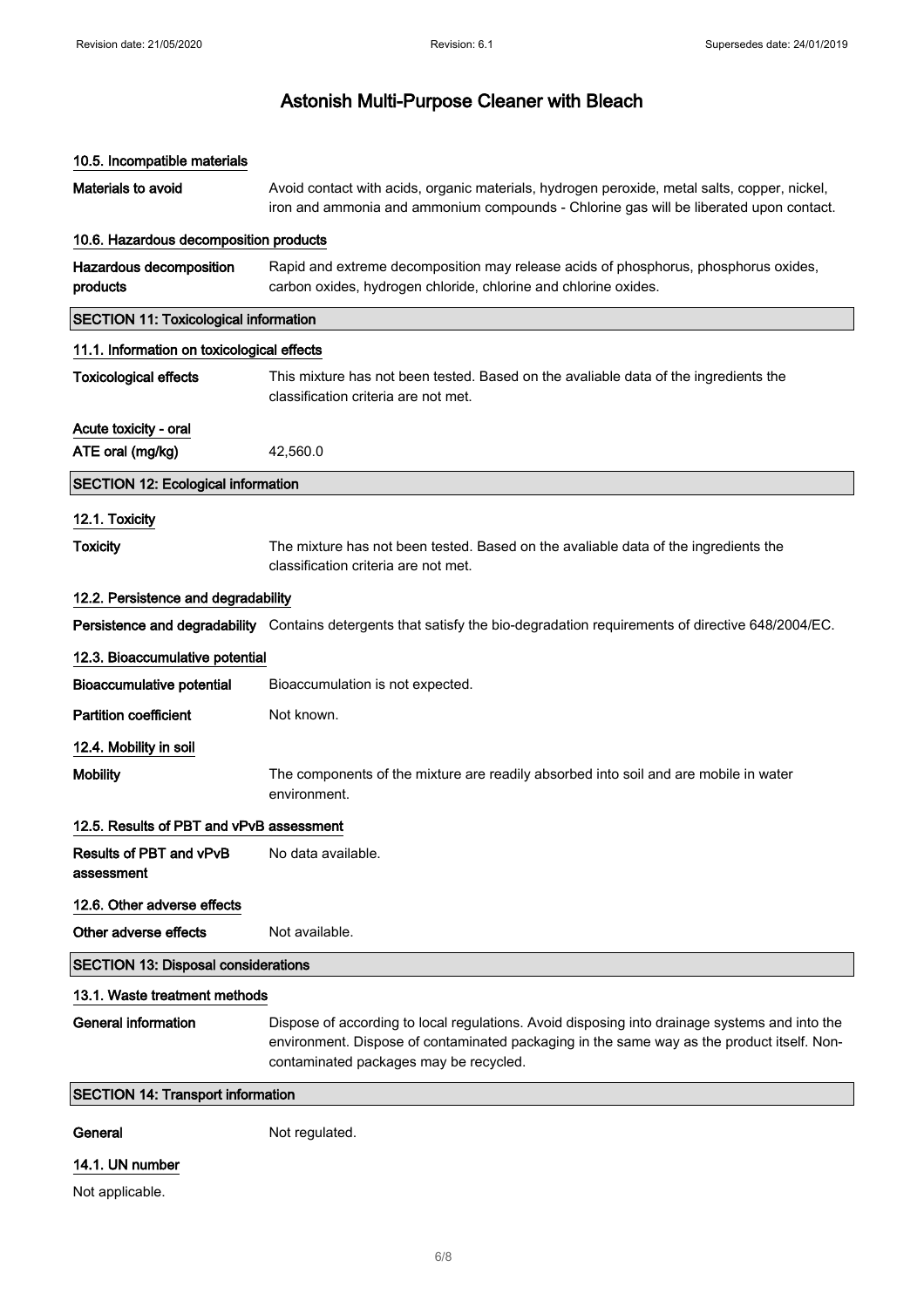# Astonish Multi-Purpose Cleaner with Bleach

### 10.5. Incompatible materials

**Materials to avoid** Avoid contact with acids, organic materials, hydrogen peroxide, metal salts, copper, nickel, iron and ammonia and ammonium compounds - Chlorine gas will be liberated upon contact.

### 10.6. Hazardous decomposition products

**Hazardous decomposition products** Rapid and extreme decomposition may release acids of phosphorus, phosphorus oxides, carbon oxides, hydrogen chloride, chlorine and chlorine oxides.

## SECTION 11: Toxicological information

### 11.1. Information on toxicological effects

**Toxicological effects** This mixture has not been tested. Based on the avaliable data of the ingredients the classification criteria are not met.

**Acute toxicity - oral**

**ATE oral (mg/kg)** 42,560.0

## SECTION 12: Ecological information

### 12.1. Toxicity

**Toxicity** The mixture has not been tested. Based on the avaliable data of the ingredients the classification criteria are not met.

### 12.2. Persistence and degradability

**Persistence and degradability** Contains detergents that satisfy the bio-degradation requirements of directive 648/2004/EC.

### 12.3. Bioaccumulative potential

**Bioaccumulative potential** Bioaccumulation is not expected.

**Partition coefficient** Not known.

### 12.4. Mobility in soil

**Mobility** The components of the mixture are readily absorbed into soil and are mobile in water environment.

### 12.5. Results of PBT and vPvB assessment

**Results of PBT and vPvB assessment** No data available.

### 12.6. Other adverse effects

**Other adverse effects** Not available.

## SECTION 13: Disposal considerations

### 13.1. Waste treatment methods

**General information** Dispose of according to local regulations. Avoid disposing into drainage systems and into the environment. Dispose of contaminated packaging in the same way as the product itself. Non-contaminated packages may be recycled.

## SECTION 14: Transport information

**General** Not regulated.

### 14.1. UN number

Not applicable.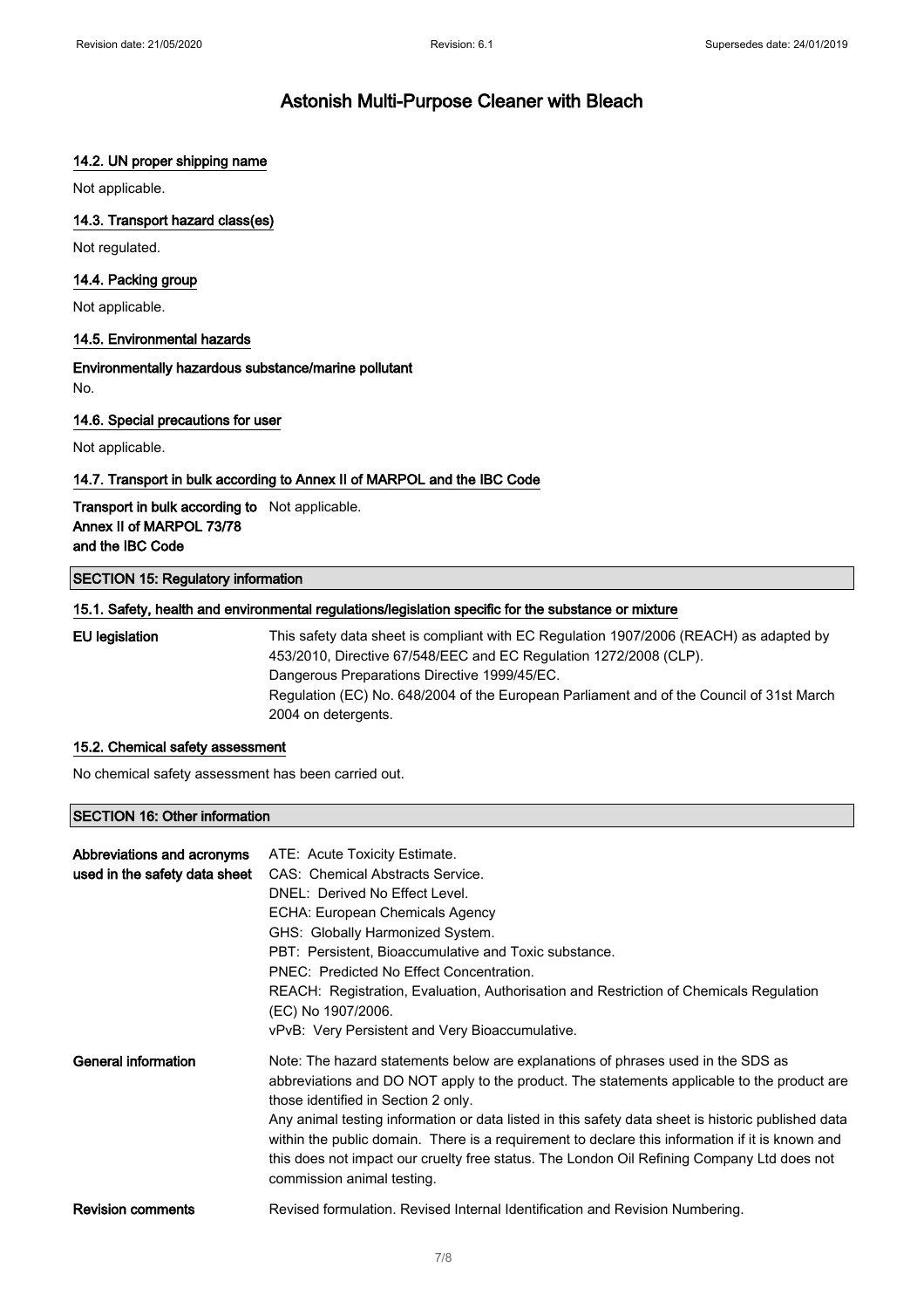### 14.2. UN proper shipping name

Not applicable.

### 14.3. Transport hazard class(es)

Not regulated.

### 14.4. Packing group

Not applicable.

### 14.5. Environmental hazards

**Environmentally hazardous substance/marine pollutant**

No.

### 14.6. Special precautions for user

Not applicable.

### 14.7. Transport in bulk according to Annex II of MARPOL and the IBC Code

**Transport in bulk according to Annex II of MARPOL 73/78 and the IBC Code** Not applicable.

## SECTION 15: Regulatory information

### 15.1. Safety, health and environmental regulations/legislation specific for the substance or mixture

**EU legislation**

This safety data sheet is compliant with EC Regulation 1907/2006 (REACH) as adapted by 453/2010, Directive 67/548/EEC and EC Regulation 1272/2008 (CLP).
Dangerous Preparations Directive 1999/45/EC.
Regulation (EC) No. 648/2004 of the European Parliament and of the Council of 31st March 2004 on detergents.

### 15.2. Chemical safety assessment

No chemical safety assessment has been carried out.

## SECTION 16: Other information

**Abbreviations and acronyms used in the safety data sheet**

ATE: Acute Toxicity Estimate.
CAS: Chemical Abstracts Service.
DNEL: Derived No Effect Level.
ECHA: European Chemicals Agency
GHS: Globally Harmonized System.
PBT: Persistent, Bioaccumulative and Toxic substance.
PNEC: Predicted No Effect Concentration.
REACH: Registration, Evaluation, Authorisation and Restriction of Chemicals Regulation (EC) No 1907/2006.
vPvB: Very Persistent and Very Bioaccumulative.

**General information**

Note: The hazard statements below are explanations of phrases used in the SDS as abbreviations and DO NOT apply to the product. The statements applicable to the product are those identified in Section 2 only.
Any animal testing information or data listed in this safety data sheet is historic published data within the public domain. There is a requirement to declare this information if it is known and this does not impact our cruelty free status. The London Oil Refining Company Ltd does not commission animal testing.

**Revision comments**

Revised formulation. Revised Internal Identification and Revision Numbering.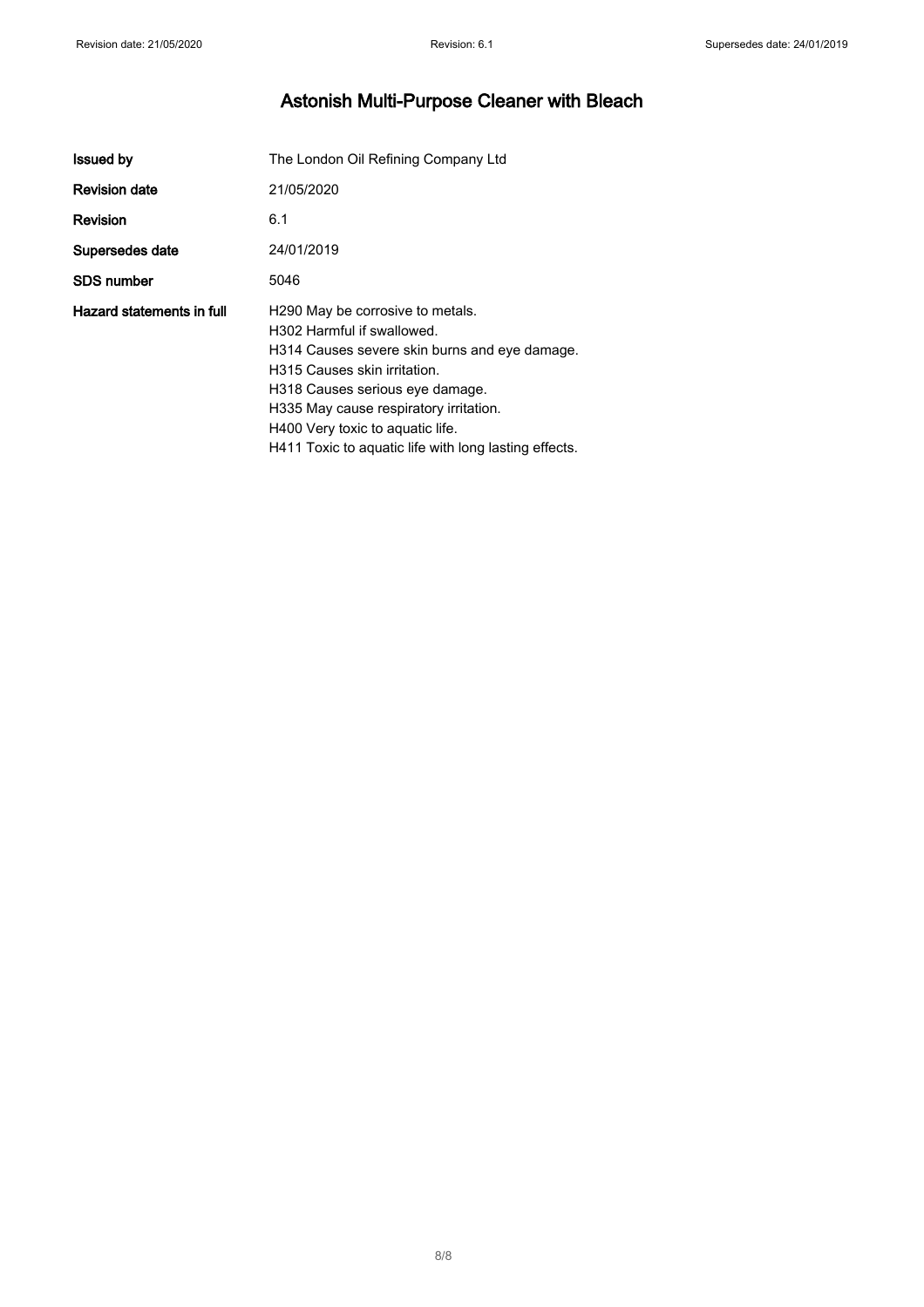# Astonish Multi-Purpose Cleaner with Bleach

| | |
|---|---|
| **Issued by** | The London Oil Refining Company Ltd |
| **Revision date** | 21/05/2020 |
| **Revision** | 6.1 |
| **Supersedes date** | 24/01/2019 |
| **SDS number** | 5046 |
| **Hazard statements in full** | H290 May be corrosive to metals.<br>H302 Harmful if swallowed.<br>H314 Causes severe skin burns and eye damage.<br>H315 Causes skin irritation.<br>H318 Causes serious eye damage.<br>H335 May cause respiratory irritation.<br>H400 Very toxic to aquatic life.<br>H411 Toxic to aquatic life with long lasting effects. |